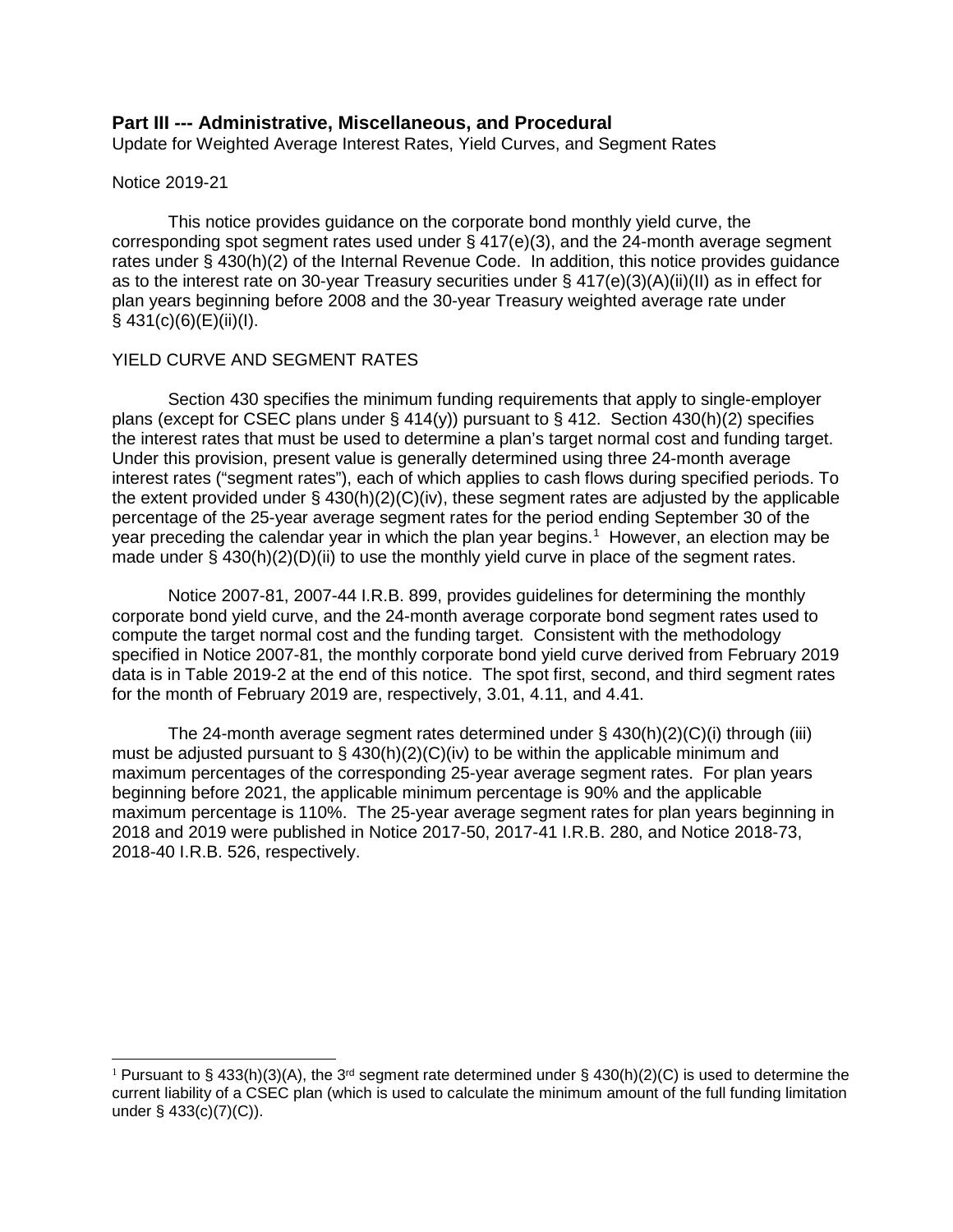## Part III --- Administrative, Miscellaneous, and Procedural

Update for Weighted Average Interest Rates, Yield Curves, and Segment Rates

Notice 2019-21

This notice provides guidance on the corporate bond monthly yield curve, the corresponding spot segment rates used under § 417(e)(3), and the 24-month average segment rates under § 430(h)(2) of the Internal Revenue Code. In addition, this notice provides guidance as to the interest rate on 30-year Treasury securities under § 417(e)(3)(A)(ii)(II) as in effect for plan years beginning before 2008 and the 30-year Treasury weighted average rate under § 431(c)(6)(E)(ii)(I).

YIELD CURVE AND SEGMENT RATES

Section 430 specifies the minimum funding requirements that apply to single-employer plans (except for CSEC plans under § 414(y)) pursuant to § 412. Section 430(h)(2) specifies the interest rates that must be used to determine a plan's target normal cost and funding target. Under this provision, present value is generally determined using three 24-month average interest rates ("segment rates"), each of which applies to cash flows during specified periods. To the extent provided under § 430(h)(2)(C)(iv), these segment rates are adjusted by the applicable percentage of the 25-year average segment rates for the period ending September 30 of the year preceding the calendar year in which the plan year begins.[1] However, an election may be made under § 430(h)(2)(D)(ii) to use the monthly yield curve in place of the segment rates.

Notice 2007-81, 2007-44 I.R.B. 899, provides guidelines for determining the monthly corporate bond yield curve, and the 24-month average corporate bond segment rates used to compute the target normal cost and the funding target. Consistent with the methodology specified in Notice 2007-81, the monthly corporate bond yield curve derived from February 2019 data is in Table 2019-2 at the end of this notice. The spot first, second, and third segment rates for the month of February 2019 are, respectively, 3.01, 4.11, and 4.41.

The 24-month average segment rates determined under § 430(h)(2)(C)(i) through (iii) must be adjusted pursuant to § 430(h)(2)(C)(iv) to be within the applicable minimum and maximum percentages of the corresponding 25-year average segment rates. For plan years beginning before 2021, the applicable minimum percentage is 90% and the applicable maximum percentage is 110%. The 25-year average segment rates for plan years beginning in 2018 and 2019 were published in Notice 2017-50, 2017-41 I.R.B. 280, and Notice 2018-73, 2018-40 I.R.B. 526, respectively.

[1] Pursuant to § 433(h)(3)(A), the 3rd segment rate determined under § 430(h)(2)(C) is used to determine the current liability of a CSEC plan (which is used to calculate the minimum amount of the full funding limitation under § 433(c)(7)(C)).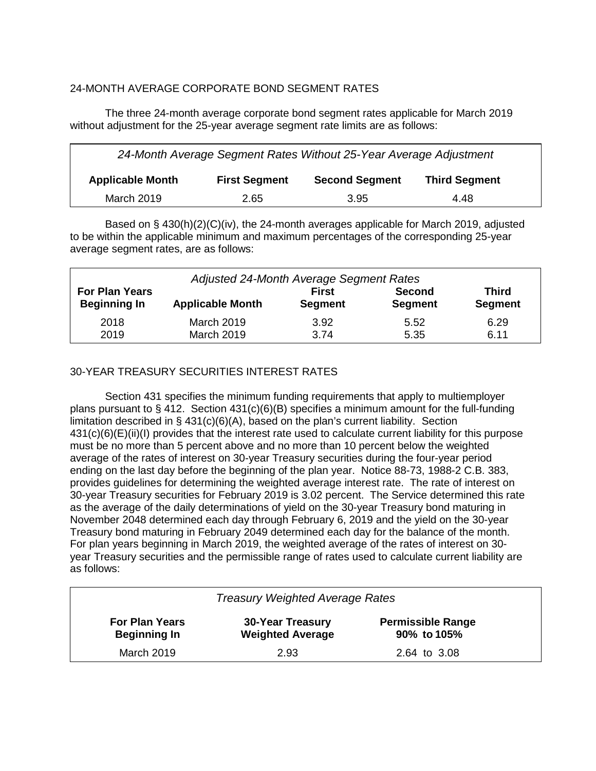## 24-MONTH AVERAGE CORPORATE BOND SEGMENT RATES

The three 24-month average corporate bond segment rates applicable for March 2019 without adjustment for the 25-year average segment rate limits are as follows:

| *24-Month Average Segment Rates Without 25-Year Average Adjustment* | | | |
|---|---|---|---|
| **Applicable Month** | **First Segment** | **Second Segment** | **Third Segment** |
| March 2019 | 2.65 | 3.95 | 4.48 |

Based on § 430(h)(2)(C)(iv), the 24-month averages applicable for March 2019, adjusted to be within the applicable minimum and maximum percentages of the corresponding 25-year average segment rates, are as follows:

| *Adjusted 24-Month Average Segment Rates* | | | | |
|---|---|---|---|---|
| **For Plan Years Beginning In** | **Applicable Month** | **First Segment** | **Second Segment** | **Third Segment** |
| 2018 | March 2019 | 3.92 | 5.52 | 6.29 |
| 2019 | March 2019 | 3.74 | 5.35 | 6.11 |

## 30-YEAR TREASURY SECURITIES INTEREST RATES

Section 431 specifies the minimum funding requirements that apply to multiemployer plans pursuant to § 412. Section 431(c)(6)(B) specifies a minimum amount for the full-funding limitation described in § 431(c)(6)(A), based on the plan's current liability. Section 431(c)(6)(E)(ii)(I) provides that the interest rate used to calculate current liability for this purpose must be no more than 5 percent above and no more than 10 percent below the weighted average of the rates of interest on 30-year Treasury securities during the four-year period ending on the last day before the beginning of the plan year. Notice 88-73, 1988-2 C.B. 383, provides guidelines for determining the weighted average interest rate. The rate of interest on 30-year Treasury securities for February 2019 is 3.02 percent. The Service determined this rate as the average of the daily determinations of yield on the 30-year Treasury bond maturing in November 2048 determined each day through February 6, 2019 and the yield on the 30-year Treasury bond maturing in February 2049 determined each day for the balance of the month. For plan years beginning in March 2019, the weighted average of the rates of interest on 30-year Treasury securities and the permissible range of rates used to calculate current liability are as follows:

| *Treasury Weighted Average Rates* | | |
|---|---|---|
| **For Plan Years Beginning In** | **30-Year Treasury Weighted Average** | **Permissible Range 90% to 105%** |
| March 2019 | 2.93 | 2.64 to 3.08 |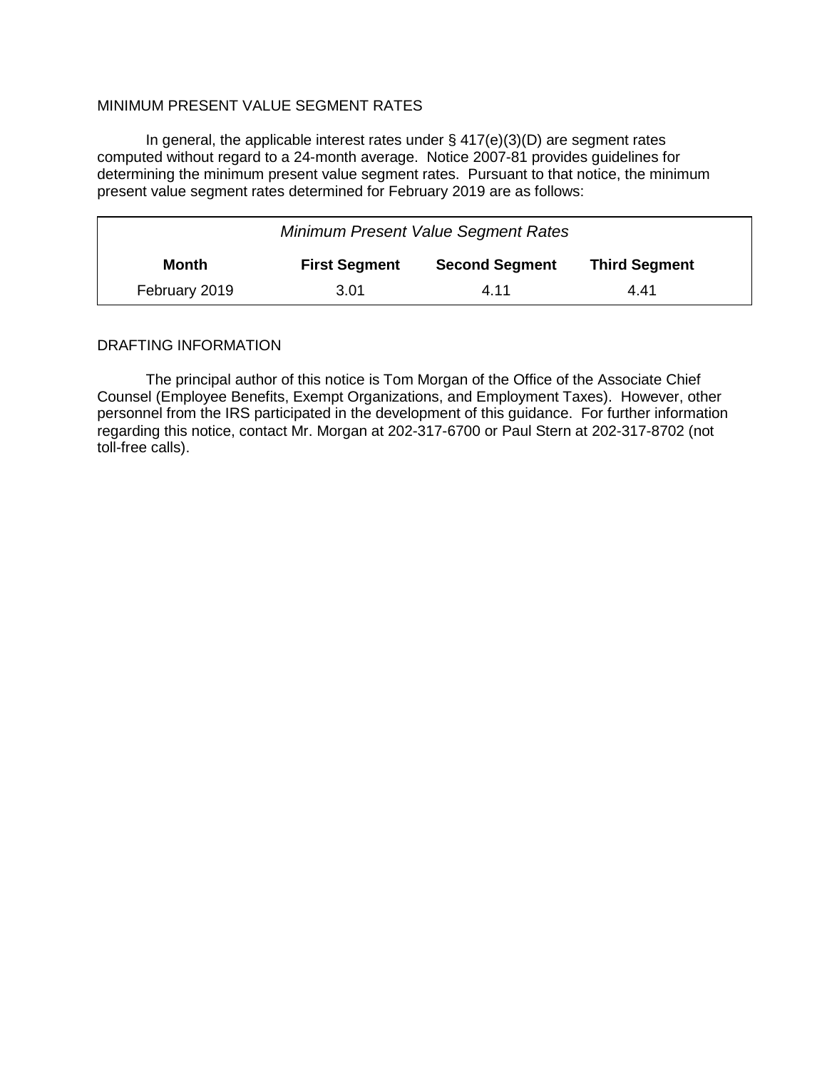## MINIMUM PRESENT VALUE SEGMENT RATES

In general, the applicable interest rates under § 417(e)(3)(D) are segment rates computed without regard to a 24-month average. Notice 2007-81 provides guidelines for determining the minimum present value segment rates. Pursuant to that notice, the minimum present value segment rates determined for February 2019 are as follows:

*Minimum Present Value Segment Rates*

| Month | First Segment | Second Segment | Third Segment |
|---|---|---|---|
| February 2019 | 3.01 | 4.11 | 4.41 |

## DRAFTING INFORMATION

The principal author of this notice is Tom Morgan of the Office of the Associate Chief Counsel (Employee Benefits, Exempt Organizations, and Employment Taxes). However, other personnel from the IRS participated in the development of this guidance. For further information regarding this notice, contact Mr. Morgan at 202-317-6700 or Paul Stern at 202-317-8702 (not toll-free calls).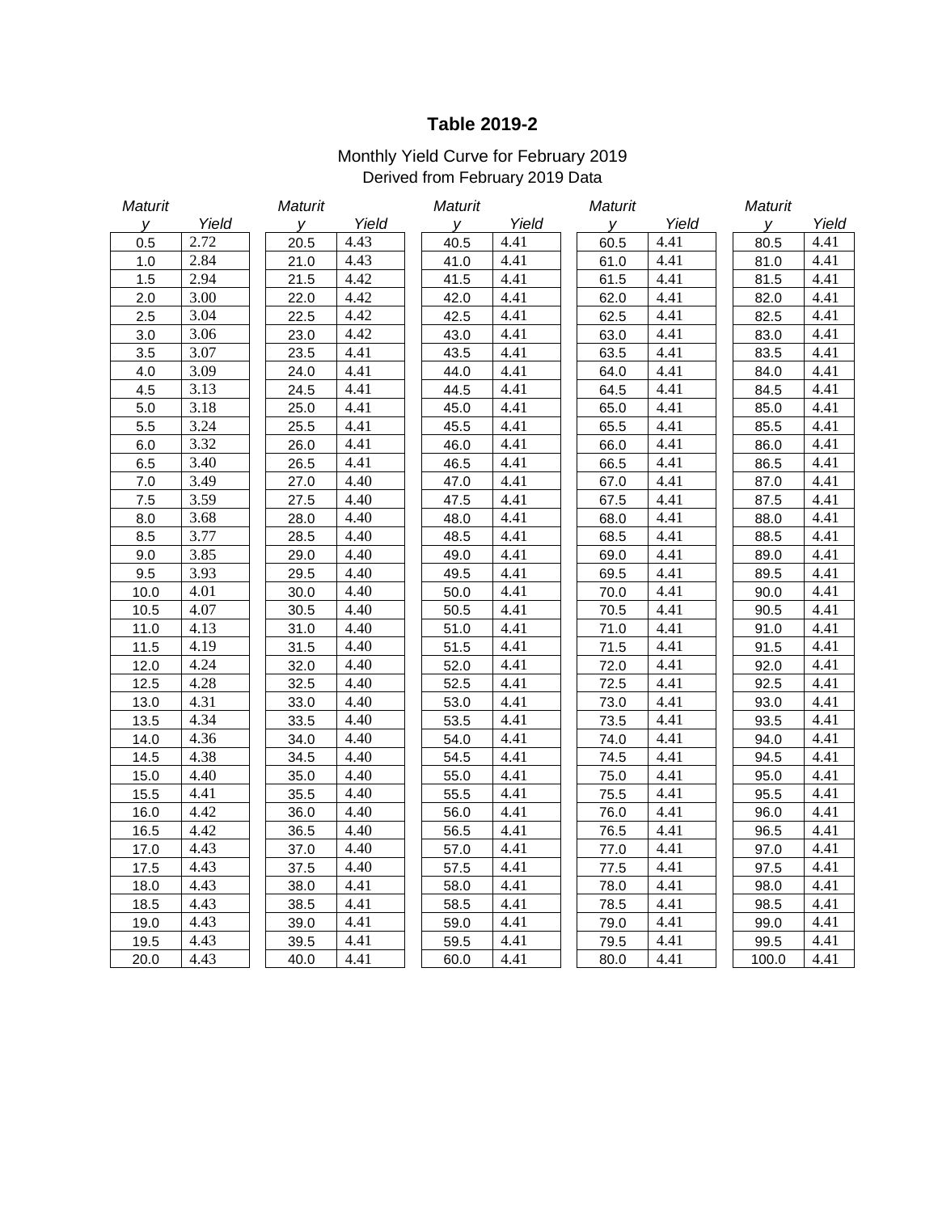## Table 2019-2

Monthly Yield Curve for February 2019
Derived from February 2019 Data

| *Maturity* | *Yield* | *Maturity* | *Yield* | *Maturity* | *Yield* | *Maturity* | *Yield* | *Maturity* | *Yield* |
|---|---|---|---|---|---|---|---|---|---|
| 0.5 | 2.72 | 20.5 | 4.43 | 40.5 | 4.41 | 60.5 | 4.41 | 80.5 | 4.41 |
| 1.0 | 2.84 | 21.0 | 4.43 | 41.0 | 4.41 | 61.0 | 4.41 | 81.0 | 4.41 |
| 1.5 | 2.94 | 21.5 | 4.42 | 41.5 | 4.41 | 61.5 | 4.41 | 81.5 | 4.41 |
| 2.0 | 3.00 | 22.0 | 4.42 | 42.0 | 4.41 | 62.0 | 4.41 | 82.0 | 4.41 |
| 2.5 | 3.04 | 22.5 | 4.42 | 42.5 | 4.41 | 62.5 | 4.41 | 82.5 | 4.41 |
| 3.0 | 3.06 | 23.0 | 4.42 | 43.0 | 4.41 | 63.0 | 4.41 | 83.0 | 4.41 |
| 3.5 | 3.07 | 23.5 | 4.41 | 43.5 | 4.41 | 63.5 | 4.41 | 83.5 | 4.41 |
| 4.0 | 3.09 | 24.0 | 4.41 | 44.0 | 4.41 | 64.0 | 4.41 | 84.0 | 4.41 |
| 4.5 | 3.13 | 24.5 | 4.41 | 44.5 | 4.41 | 64.5 | 4.41 | 84.5 | 4.41 |
| 5.0 | 3.18 | 25.0 | 4.41 | 45.0 | 4.41 | 65.0 | 4.41 | 85.0 | 4.41 |
| 5.5 | 3.24 | 25.5 | 4.41 | 45.5 | 4.41 | 65.5 | 4.41 | 85.5 | 4.41 |
| 6.0 | 3.32 | 26.0 | 4.41 | 46.0 | 4.41 | 66.0 | 4.41 | 86.0 | 4.41 |
| 6.5 | 3.40 | 26.5 | 4.41 | 46.5 | 4.41 | 66.5 | 4.41 | 86.5 | 4.41 |
| 7.0 | 3.49 | 27.0 | 4.40 | 47.0 | 4.41 | 67.0 | 4.41 | 87.0 | 4.41 |
| 7.5 | 3.59 | 27.5 | 4.40 | 47.5 | 4.41 | 67.5 | 4.41 | 87.5 | 4.41 |
| 8.0 | 3.68 | 28.0 | 4.40 | 48.0 | 4.41 | 68.0 | 4.41 | 88.0 | 4.41 |
| 8.5 | 3.77 | 28.5 | 4.40 | 48.5 | 4.41 | 68.5 | 4.41 | 88.5 | 4.41 |
| 9.0 | 3.85 | 29.0 | 4.40 | 49.0 | 4.41 | 69.0 | 4.41 | 89.0 | 4.41 |
| 9.5 | 3.93 | 29.5 | 4.40 | 49.5 | 4.41 | 69.5 | 4.41 | 89.5 | 4.41 |
| 10.0 | 4.01 | 30.0 | 4.40 | 50.0 | 4.41 | 70.0 | 4.41 | 90.0 | 4.41 |
| 10.5 | 4.07 | 30.5 | 4.40 | 50.5 | 4.41 | 70.5 | 4.41 | 90.5 | 4.41 |
| 11.0 | 4.13 | 31.0 | 4.40 | 51.0 | 4.41 | 71.0 | 4.41 | 91.0 | 4.41 |
| 11.5 | 4.19 | 31.5 | 4.40 | 51.5 | 4.41 | 71.5 | 4.41 | 91.5 | 4.41 |
| 12.0 | 4.24 | 32.0 | 4.40 | 52.0 | 4.41 | 72.0 | 4.41 | 92.0 | 4.41 |
| 12.5 | 4.28 | 32.5 | 4.40 | 52.5 | 4.41 | 72.5 | 4.41 | 92.5 | 4.41 |
| 13.0 | 4.31 | 33.0 | 4.40 | 53.0 | 4.41 | 73.0 | 4.41 | 93.0 | 4.41 |
| 13.5 | 4.34 | 33.5 | 4.40 | 53.5 | 4.41 | 73.5 | 4.41 | 93.5 | 4.41 |
| 14.0 | 4.36 | 34.0 | 4.40 | 54.0 | 4.41 | 74.0 | 4.41 | 94.0 | 4.41 |
| 14.5 | 4.38 | 34.5 | 4.40 | 54.5 | 4.41 | 74.5 | 4.41 | 94.5 | 4.41 |
| 15.0 | 4.40 | 35.0 | 4.40 | 55.0 | 4.41 | 75.0 | 4.41 | 95.0 | 4.41 |
| 15.5 | 4.41 | 35.5 | 4.40 | 55.5 | 4.41 | 75.5 | 4.41 | 95.5 | 4.41 |
| 16.0 | 4.42 | 36.0 | 4.40 | 56.0 | 4.41 | 76.0 | 4.41 | 96.0 | 4.41 |
| 16.5 | 4.42 | 36.5 | 4.40 | 56.5 | 4.41 | 76.5 | 4.41 | 96.5 | 4.41 |
| 17.0 | 4.43 | 37.0 | 4.40 | 57.0 | 4.41 | 77.0 | 4.41 | 97.0 | 4.41 |
| 17.5 | 4.43 | 37.5 | 4.40 | 57.5 | 4.41 | 77.5 | 4.41 | 97.5 | 4.41 |
| 18.0 | 4.43 | 38.0 | 4.41 | 58.0 | 4.41 | 78.0 | 4.41 | 98.0 | 4.41 |
| 18.5 | 4.43 | 38.5 | 4.41 | 58.5 | 4.41 | 78.5 | 4.41 | 98.5 | 4.41 |
| 19.0 | 4.43 | 39.0 | 4.41 | 59.0 | 4.41 | 79.0 | 4.41 | 99.0 | 4.41 |
| 19.5 | 4.43 | 39.5 | 4.41 | 59.5 | 4.41 | 79.5 | 4.41 | 99.5 | 4.41 |
| 20.0 | 4.43 | 40.0 | 4.41 | 60.0 | 4.41 | 80.0 | 4.41 | 100.0 | 4.41 |